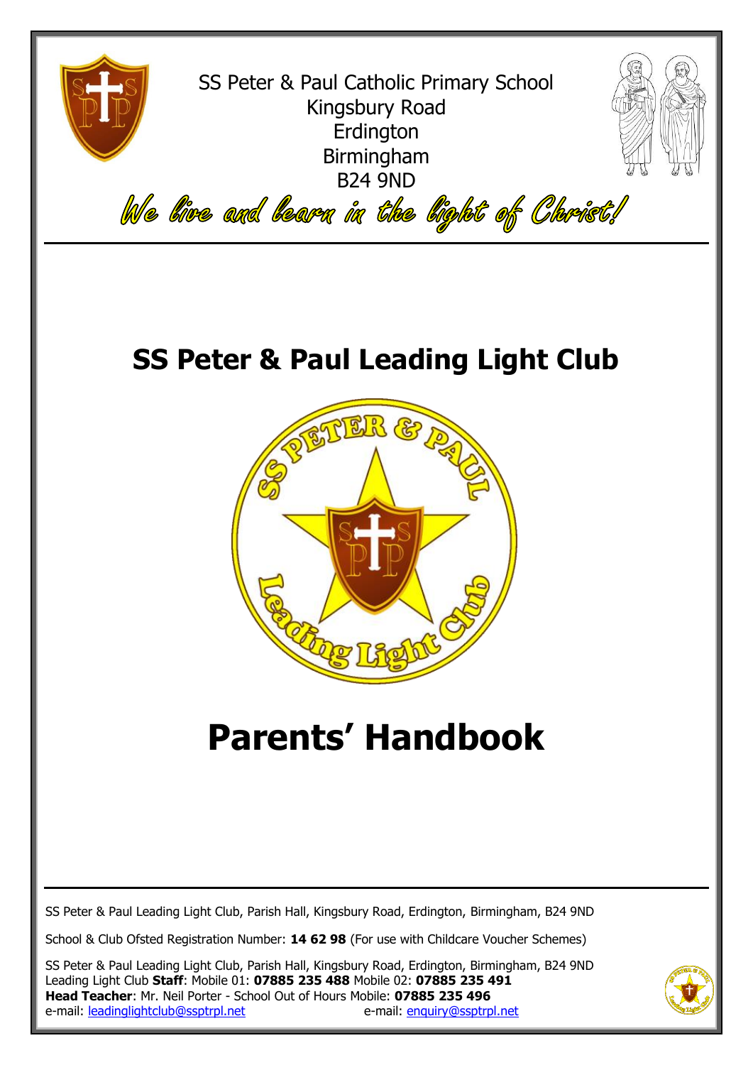SS Peter & Paul Catholic Primary School
Kingsbury Road
Erdington
Birmingham
B24 9ND

*We live and learn in the light of Christ!*

# SS Peter & Paul Leading Light Club

# Parents' Handbook

SS Peter & Paul Leading Light Club, Parish Hall, Kingsbury Road, Erdington, Birmingham, B24 9ND

School & Club Ofsted Registration Number: **14 62 98** (For use with Childcare Voucher Schemes)

SS Peter & Paul Leading Light Club, Parish Hall, Kingsbury Road, Erdington, Birmingham, B24 9ND
Leading Light Club **Staff**: Mobile 01: **07885 235 488** Mobile 02: **07885 235 491**
**Head Teacher**: Mr. Neil Porter - School Out of Hours Mobile: **07885 235 496**
e-mail: leadinglightclub@ssptrpl.net e-mail: enquiry@ssptrpl.net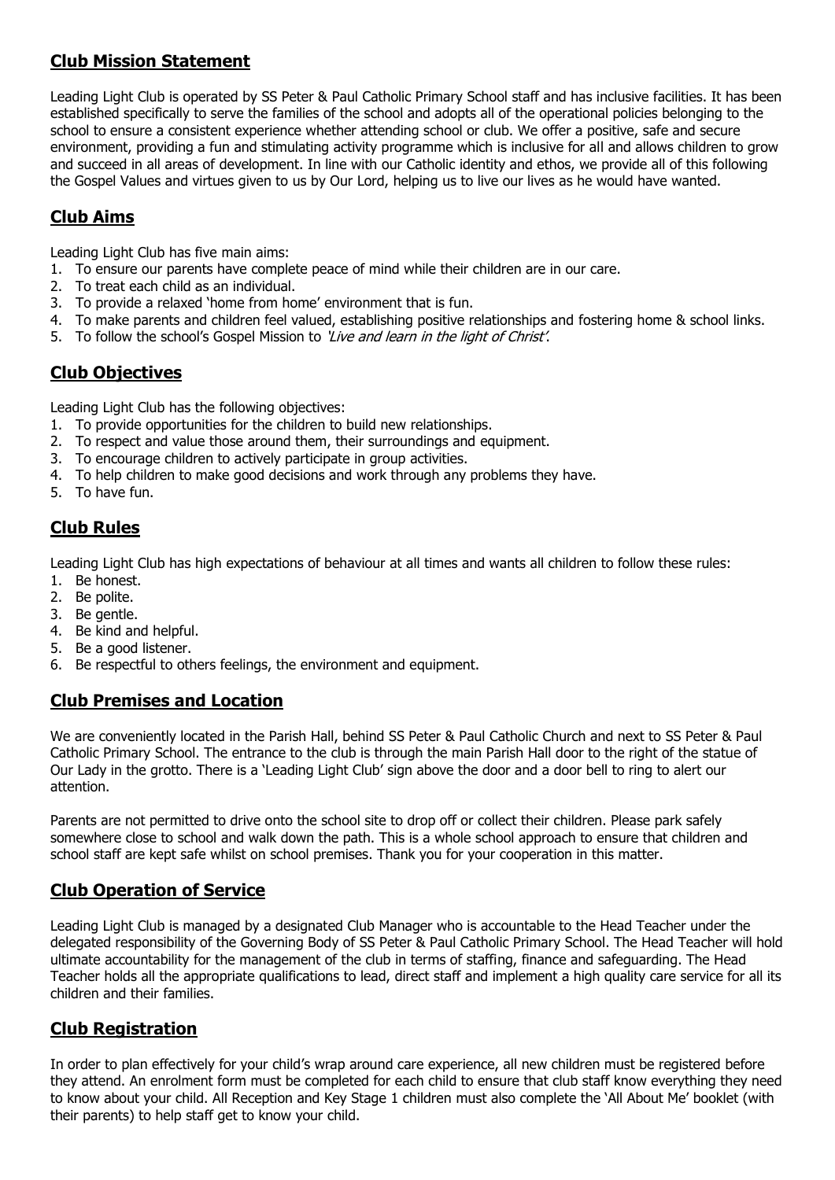## Club Mission Statement

Leading Light Club is operated by SS Peter & Paul Catholic Primary School staff and has inclusive facilities. It has been established specifically to serve the families of the school and adopts all of the operational policies belonging to the school to ensure a consistent experience whether attending school or club. We offer a positive, safe and secure environment, providing a fun and stimulating activity programme which is inclusive for all and allows children to grow and succeed in all areas of development. In line with our Catholic identity and ethos, we provide all of this following the Gospel Values and virtues given to us by Our Lord, helping us to live our lives as he would have wanted.

## Club Aims

Leading Light Club has five main aims:

1. To ensure our parents have complete peace of mind while their children are in our care.
2. To treat each child as an individual.
3. To provide a relaxed 'home from home' environment that is fun.
4. To make parents and children feel valued, establishing positive relationships and fostering home & school links.
5. To follow the school's Gospel Mission to *'Live and learn in the light of Christ'.*

## Club Objectives

Leading Light Club has the following objectives:

1. To provide opportunities for the children to build new relationships.
2. To respect and value those around them, their surroundings and equipment.
3. To encourage children to actively participate in group activities.
4. To help children to make good decisions and work through any problems they have.
5. To have fun.

## Club Rules

Leading Light Club has high expectations of behaviour at all times and wants all children to follow these rules:

1. Be honest.
2. Be polite.
3. Be gentle.
4. Be kind and helpful.
5. Be a good listener.
6. Be respectful to others feelings, the environment and equipment.

## Club Premises and Location

We are conveniently located in the Parish Hall, behind SS Peter & Paul Catholic Church and next to SS Peter & Paul Catholic Primary School. The entrance to the club is through the main Parish Hall door to the right of the statue of Our Lady in the grotto. There is a 'Leading Light Club' sign above the door and a door bell to ring to alert our attention.

Parents are not permitted to drive onto the school site to drop off or collect their children. Please park safely somewhere close to school and walk down the path. This is a whole school approach to ensure that children and school staff are kept safe whilst on school premises. Thank you for your cooperation in this matter.

## Club Operation of Service

Leading Light Club is managed by a designated Club Manager who is accountable to the Head Teacher under the delegated responsibility of the Governing Body of SS Peter & Paul Catholic Primary School. The Head Teacher will hold ultimate accountability for the management of the club in terms of staffing, finance and safeguarding. The Head Teacher holds all the appropriate qualifications to lead, direct staff and implement a high quality care service for all its children and their families.

## Club Registration

In order to plan effectively for your child's wrap around care experience, all new children must be registered before they attend. An enrolment form must be completed for each child to ensure that club staff know everything they need to know about your child. All Reception and Key Stage 1 children must also complete the 'All About Me' booklet (with their parents) to help staff get to know your child.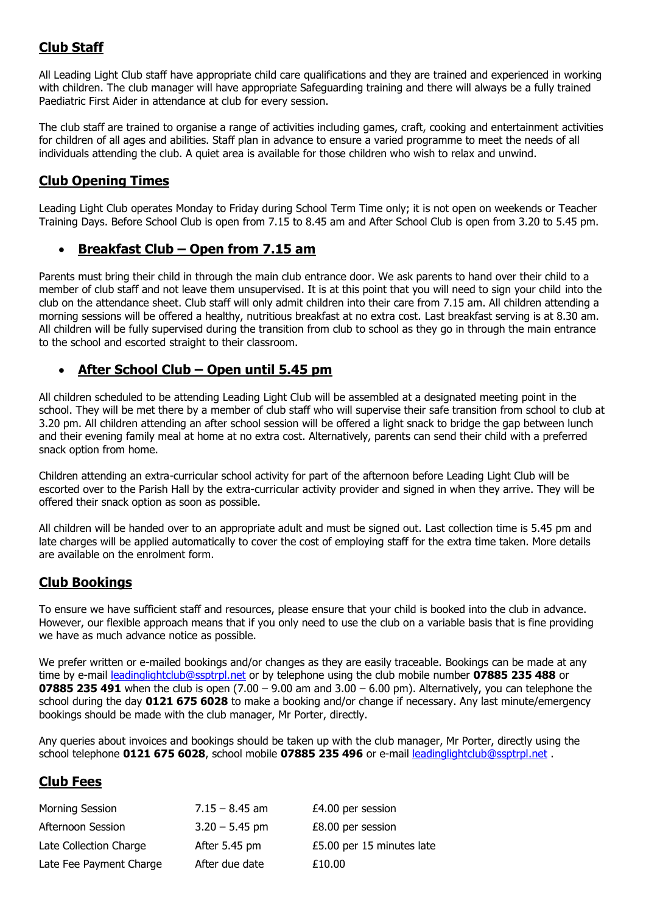## Club Staff

All Leading Light Club staff have appropriate child care qualifications and they are trained and experienced in working with children. The club manager will have appropriate Safeguarding training and there will always be a fully trained Paediatric First Aider in attendance at club for every session.

The club staff are trained to organise a range of activities including games, craft, cooking and entertainment activities for children of all ages and abilities. Staff plan in advance to ensure a varied programme to meet the needs of all individuals attending the club. A quiet area is available for those children who wish to relax and unwind.

## Club Opening Times

Leading Light Club operates Monday to Friday during School Term Time only; it is not open on weekends or Teacher Training Days. Before School Club is open from 7.15 to 8.45 am and After School Club is open from 3.20 to 5.45 pm.

- ### Breakfast Club – Open from 7.15 am

Parents must bring their child in through the main club entrance door. We ask parents to hand over their child to a member of club staff and not leave them unsupervised. It is at this point that you will need to sign your child into the club on the attendance sheet. Club staff will only admit children into their care from 7.15 am. All children attending a morning sessions will be offered a healthy, nutritious breakfast at no extra cost. Last breakfast serving is at 8.30 am. All children will be fully supervised during the transition from club to school as they go in through the main entrance to the school and escorted straight to their classroom.

- ### After School Club – Open until 5.45 pm

All children scheduled to be attending Leading Light Club will be assembled at a designated meeting point in the school. They will be met there by a member of club staff who will supervise their safe transition from school to club at 3.20 pm. All children attending an after school session will be offered a light snack to bridge the gap between lunch and their evening family meal at home at no extra cost. Alternatively, parents can send their child with a preferred snack option from home.

Children attending an extra-curricular school activity for part of the afternoon before Leading Light Club will be escorted over to the Parish Hall by the extra-curricular activity provider and signed in when they arrive. They will be offered their snack option as soon as possible.

All children will be handed over to an appropriate adult and must be signed out. Last collection time is 5.45 pm and late charges will be applied automatically to cover the cost of employing staff for the extra time taken. More details are available on the enrolment form.

## Club Bookings

To ensure we have sufficient staff and resources, please ensure that your child is booked into the club in advance. However, our flexible approach means that if you only need to use the club on a variable basis that is fine providing we have as much advance notice as possible.

We prefer written or e-mailed bookings and/or changes as they are easily traceable. Bookings can be made at any time by e-mail leadinglightclub@ssptrpl.net or by telephone using the club mobile number **07885 235 488** or **07885 235 491** when the club is open (7.00 – 9.00 am and 3.00 – 6.00 pm). Alternatively, you can telephone the school during the day **0121 675 6028** to make a booking and/or change if necessary. Any last minute/emergency bookings should be made with the club manager, Mr Porter, directly.

Any queries about invoices and bookings should be taken up with the club manager, Mr Porter, directly using the school telephone **0121 675 6028**, school mobile **07885 235 496** or e-mail leadinglightclub@ssptrpl.net .

## Club Fees

| | | |
|---|---|---|
| Morning Session | 7.15 – 8.45 am | £4.00 per session |
| Afternoon Session | 3.20 – 5.45 pm | £8.00 per session |
| Late Collection Charge | After 5.45 pm | £5.00 per 15 minutes late |
| Late Fee Payment Charge | After due date | £10.00 |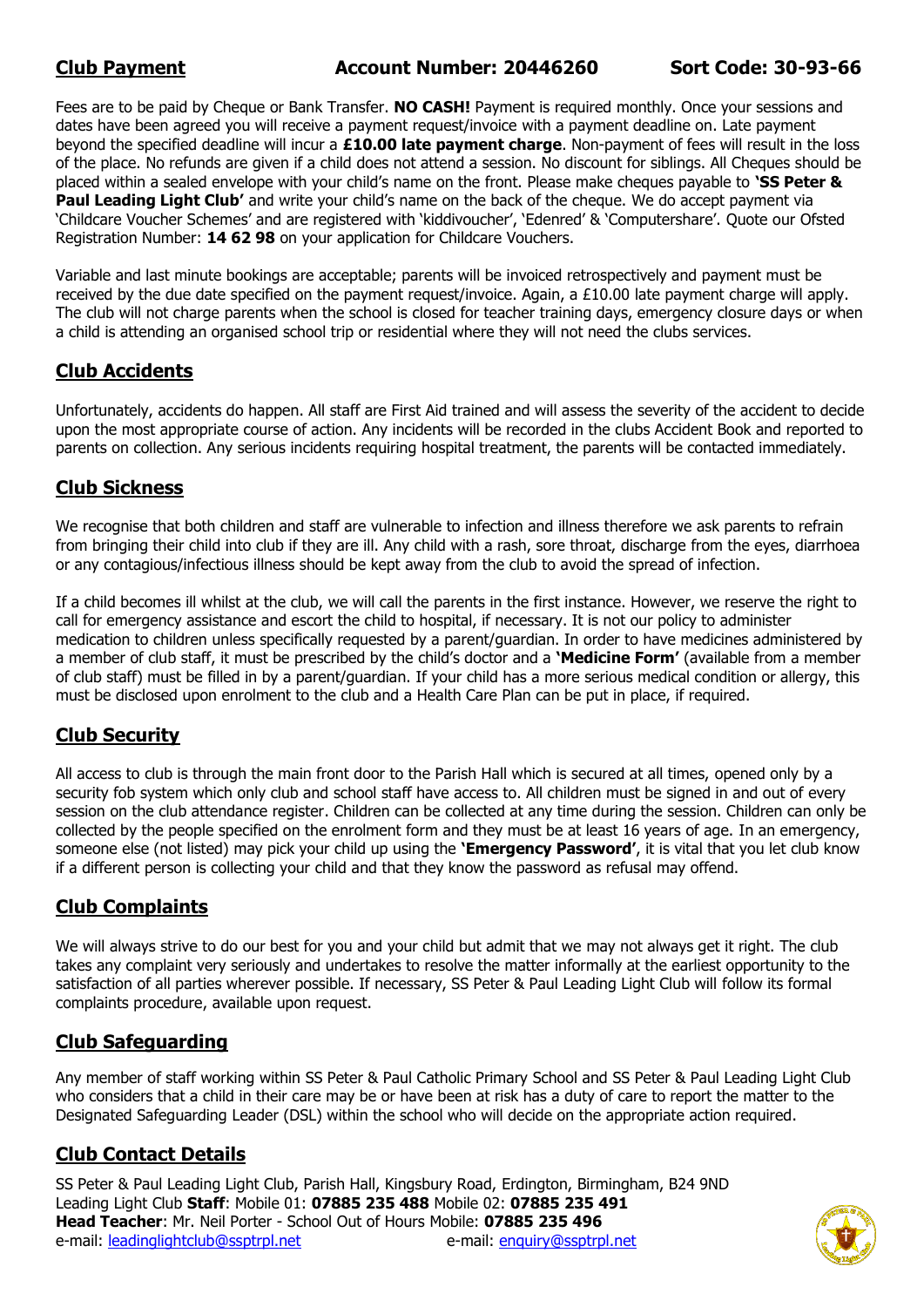## Club Payment Account Number: 20446260 Sort Code: 30-93-66

Fees are to be paid by Cheque or Bank Transfer. **NO CASH!** Payment is required monthly. Once your sessions and dates have been agreed you will receive a payment request/invoice with a payment deadline on. Late payment beyond the specified deadline will incur a **£10.00 late payment charge**. Non-payment of fees will result in the loss of the place. No refunds are given if a child does not attend a session. No discount for siblings. All Cheques should be placed within a sealed envelope with your child's name on the front. Please make cheques payable to **'SS Peter & Paul Leading Light Club'** and write your child's name on the back of the cheque. We do accept payment via 'Childcare Voucher Schemes' and are registered with 'kiddivoucher', 'Edenred' & 'Computershare'. Quote our Ofsted Registration Number: **14 62 98** on your application for Childcare Vouchers.

Variable and last minute bookings are acceptable; parents will be invoiced retrospectively and payment must be received by the due date specified on the payment request/invoice. Again, a £10.00 late payment charge will apply. The club will not charge parents when the school is closed for teacher training days, emergency closure days or when a child is attending an organised school trip or residential where they will not need the clubs services.

## Club Accidents

Unfortunately, accidents do happen. All staff are First Aid trained and will assess the severity of the accident to decide upon the most appropriate course of action. Any incidents will be recorded in the clubs Accident Book and reported to parents on collection. Any serious incidents requiring hospital treatment, the parents will be contacted immediately.

## Club Sickness

We recognise that both children and staff are vulnerable to infection and illness therefore we ask parents to refrain from bringing their child into club if they are ill. Any child with a rash, sore throat, discharge from the eyes, diarrhoea or any contagious/infectious illness should be kept away from the club to avoid the spread of infection.

If a child becomes ill whilst at the club, we will call the parents in the first instance. However, we reserve the right to call for emergency assistance and escort the child to hospital, if necessary. It is not our policy to administer medication to children unless specifically requested by a parent/guardian. In order to have medicines administered by a member of club staff, it must be prescribed by the child's doctor and a **'Medicine Form'** (available from a member of club staff) must be filled in by a parent/guardian. If your child has a more serious medical condition or allergy, this must be disclosed upon enrolment to the club and a Health Care Plan can be put in place, if required.

## Club Security

All access to club is through the main front door to the Parish Hall which is secured at all times, opened only by a security fob system which only club and school staff have access to. All children must be signed in and out of every session on the club attendance register. Children can be collected at any time during the session. Children can only be collected by the people specified on the enrolment form and they must be at least 16 years of age. In an emergency, someone else (not listed) may pick your child up using the **'Emergency Password'**, it is vital that you let club know if a different person is collecting your child and that they know the password as refusal may offend.

## Club Complaints

We will always strive to do our best for you and your child but admit that we may not always get it right. The club takes any complaint very seriously and undertakes to resolve the matter informally at the earliest opportunity to the satisfaction of all parties wherever possible. If necessary, SS Peter & Paul Leading Light Club will follow its formal complaints procedure, available upon request.

## Club Safeguarding

Any member of staff working within SS Peter & Paul Catholic Primary School and SS Peter & Paul Leading Light Club who considers that a child in their care may be or have been at risk has a duty of care to report the matter to the Designated Safeguarding Leader (DSL) within the school who will decide on the appropriate action required.

## Club Contact Details

SS Peter & Paul Leading Light Club, Parish Hall, Kingsbury Road, Erdington, Birmingham, B24 9ND
Leading Light Club **Staff**: Mobile 01: **07885 235 488** Mobile 02: **07885 235 491**
**Head Teacher**: Mr. Neil Porter - School Out of Hours Mobile: **07885 235 496**
e-mail: leadinglightclub@ssptrpl.net e-mail: enquiry@ssptrpl.net